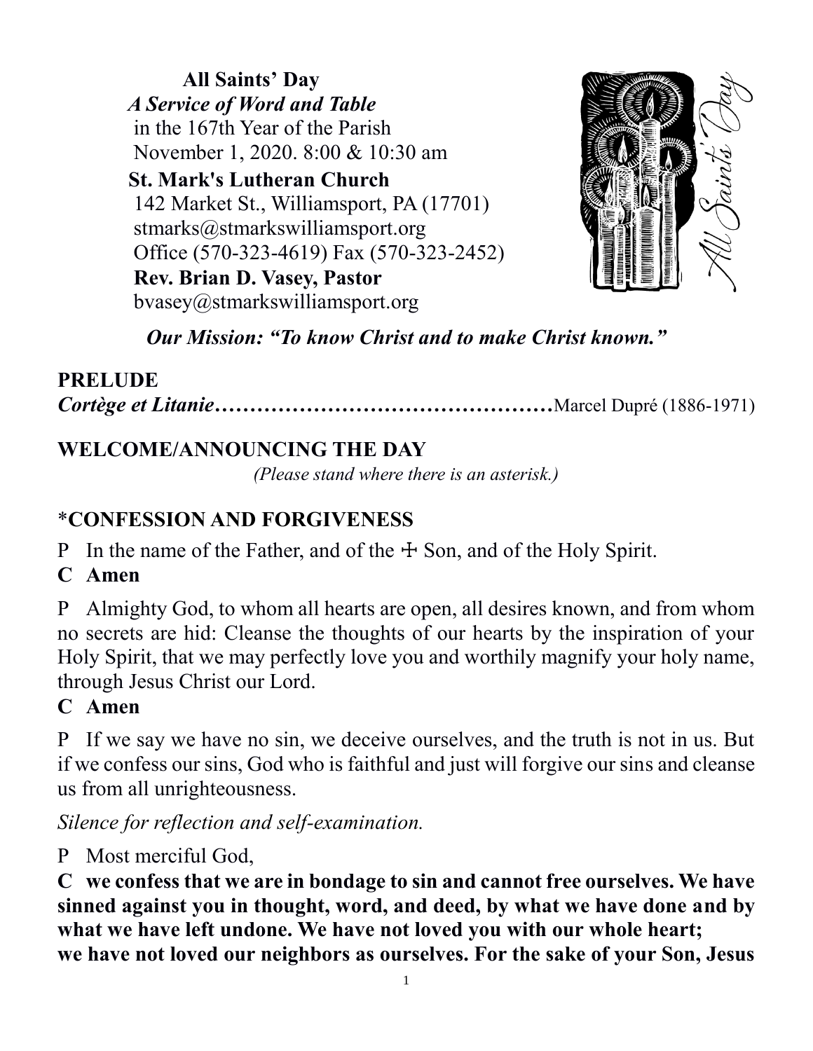**All Saints' Day**
***A Service of Word and Table***
in the 167th Year of the Parish
November 1, 2020. 8:00 & 10:30 am

**St. Mark's Lutheran Church**
142 Market St., Williamsport, PA (17701)
stmarks@stmarkswilliamsport.org
Office (570-323-4619) Fax (570-323-2452)
**Rev. Brian D. Vasey, Pastor**
bvasey@stmarkswilliamsport.org

***Our Mission: "To know Christ and to make Christ known."***

## PRELUDE

***Cortège et Litanie*……………………………………………**Marcel Dupré (1886-1971)

## WELCOME/ANNOUNCING THE DAY

*(Please stand where there is an asterisk.)*

## *CONFESSION AND FORGIVENESS

P In the name of the Father, and of the ☩ Son, and of the Holy Spirit.

**C Amen**

P Almighty God, to whom all hearts are open, all desires known, and from whom no secrets are hid: Cleanse the thoughts of our hearts by the inspiration of your Holy Spirit, that we may perfectly love you and worthily magnify your holy name, through Jesus Christ our Lord.

**C Amen**

P If we say we have no sin, we deceive ourselves, and the truth is not in us. But if we confess our sins, God who is faithful and just will forgive our sins and cleanse us from all unrighteousness.

*Silence for reflection and self-examination.*

P Most merciful God,

**C we confess that we are in bondage to sin and cannot free ourselves. We have sinned against you in thought, word, and deed, by what we have done and by what we have left undone. We have not loved you with our whole heart; we have not loved our neighbors as ourselves. For the sake of your Son, Jesus**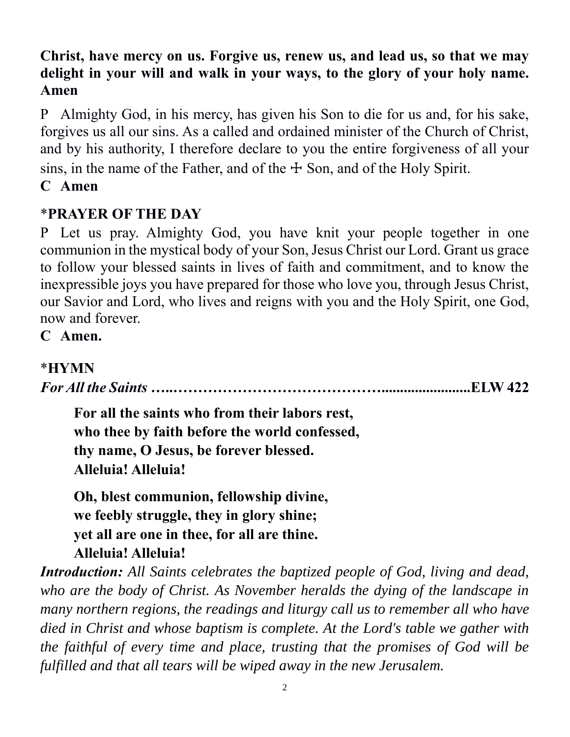**Christ, have mercy on us. Forgive us, renew us, and lead us, so that we may delight in your will and walk in your ways, to the glory of your holy name. Amen**

P Almighty God, in his mercy, has given his Son to die for us and, for his sake, forgives us all our sins. As a called and ordained minister of the Church of Christ, and by his authority, I therefore declare to you the entire forgiveness of all your sins, in the name of the Father, and of the ☩ Son, and of the Holy Spirit.

**C Amen**

## *PRAYER OF THE DAY

P Let us pray. Almighty God, you have knit your people together in one communion in the mystical body of your Son, Jesus Christ our Lord. Grant us grace to follow your blessed saints in lives of faith and commitment, and to know the inexpressible joys you have prepared for those who love you, through Jesus Christ, our Savior and Lord, who lives and reigns with you and the Holy Spirit, one God, now and forever.

**C Amen.**

## *HYMN

***For All the Saints* …..……………………………………........................ELW 422**

**For all the saints who from their labors rest,**
**who thee by faith before the world confessed,**
**thy name, O Jesus, be forever blessed.**
**Alleluia! Alleluia!**

**Oh, blest communion, fellowship divine,**
**we feebly struggle, they in glory shine;**
**yet all are one in thee, for all are thine.**
**Alleluia! Alleluia!**

***Introduction:*** *All Saints celebrates the baptized people of God, living and dead, who are the body of Christ. As November heralds the dying of the landscape in many northern regions, the readings and liturgy call us to remember all who have died in Christ and whose baptism is complete. At the Lord's table we gather with the faithful of every time and place, trusting that the promises of God will be fulfilled and that all tears will be wiped away in the new Jerusalem.*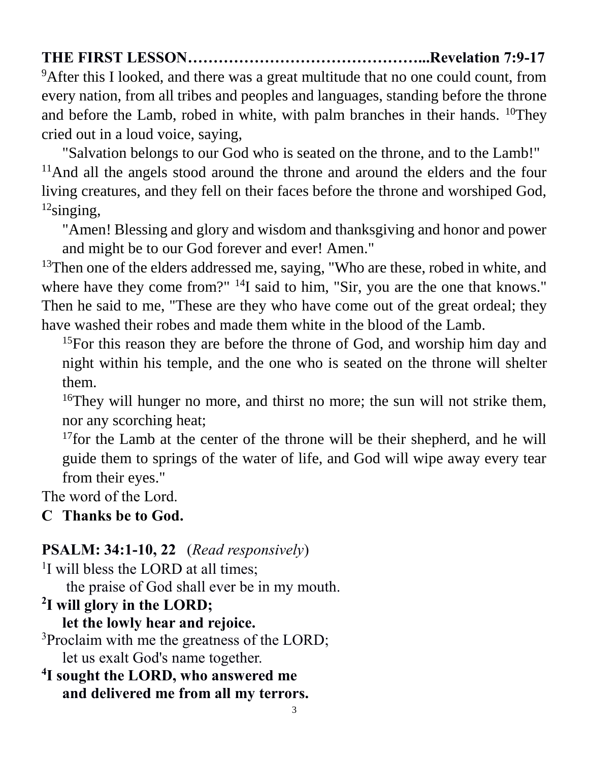**THE FIRST LESSON……………………………………...Revelation 7:9-17**

[9]After this I looked, and there was a great multitude that no one could count, from every nation, from all tribes and peoples and languages, standing before the throne and before the Lamb, robed in white, with palm branches in their hands. [10]They cried out in a loud voice, saying,

"Salvation belongs to our God who is seated on the throne, and to the Lamb!"

[11]And all the angels stood around the throne and around the elders and the four living creatures, and they fell on their faces before the throne and worshiped God, [12]singing,

"Amen! Blessing and glory and wisdom and thanksgiving and honor and power and might be to our God forever and ever! Amen."

[13]Then one of the elders addressed me, saying, "Who are these, robed in white, and where have they come from?" [14]I said to him, "Sir, you are the one that knows." Then he said to me, "These are they who have come out of the great ordeal; they have washed their robes and made them white in the blood of the Lamb.

[15]For this reason they are before the throne of God, and worship him day and night within his temple, and the one who is seated on the throne will shelter them.

[16]They will hunger no more, and thirst no more; the sun will not strike them, nor any scorching heat;

[17]for the Lamb at the center of the throne will be their shepherd, and he will guide them to springs of the water of life, and God will wipe away every tear from their eyes."

The word of the Lord.

**C Thanks be to God.**

**PSALM: 34:1-10, 22** (*Read responsively*)

[1]I will bless the LORD at all times;
the praise of God shall ever be in my mouth.

**[2]I will glory in the LORD;**
**let the lowly hear and rejoice.**

[3]Proclaim with me the greatness of the LORD;
let us exalt God's name together.

**[4]I sought the LORD, who answered me**
**and delivered me from all my terrors.**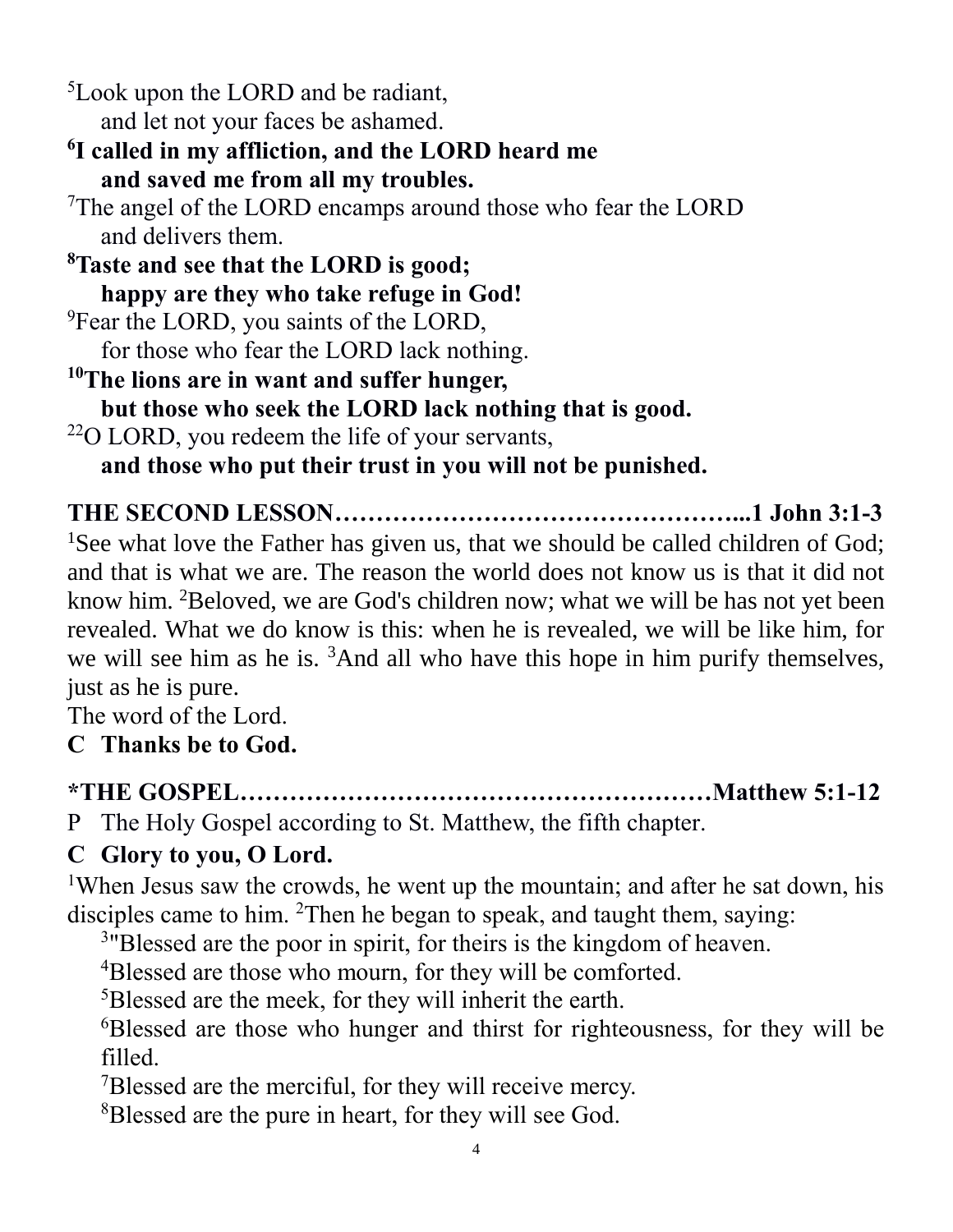[5]Look upon the LORD and be radiant,
  and let not your faces be ashamed.
**[6]I called in my affliction, and the LORD heard me**
  **and saved me from all my troubles.**
[7]The angel of the LORD encamps around those who fear the LORD
  and delivers them.
**[8]Taste and see that the LORD is good;**
  **happy are they who take refuge in God!**
[9]Fear the LORD, you saints of the LORD,
  for those who fear the LORD lack nothing.
**[10]The lions are in want and suffer hunger,**
  **but those who seek the LORD lack nothing that is good.**
[22]O LORD, you redeem the life of your servants,
  **and those who put their trust in you will not be punished.**

**THE SECOND LESSON…………………………………………...1 John 3:1-3**

[1]See what love the Father has given us, that we should be called children of God; and that is what we are. The reason the world does not know us is that it did not know him. [2]Beloved, we are God's children now; what we will be has not yet been revealed. What we do know is this: when he is revealed, we will be like him, for we will see him as he is. [3]And all who have this hope in him purify themselves, just as he is pure.
The word of the Lord.
**C Thanks be to God.**

**\*THE GOSPEL…………………………………………………Matthew 5:1-12**

P The Holy Gospel according to St. Matthew, the fifth chapter.
**C Glory to you, O Lord.**

[1]When Jesus saw the crowds, he went up the mountain; and after he sat down, his disciples came to him. [2]Then he began to speak, and taught them, saying:

  [3]"Blessed are the poor in spirit, for theirs is the kingdom of heaven.
  [4]Blessed are those who mourn, for they will be comforted.
  [5]Blessed are the meek, for they will inherit the earth.
  [6]Blessed are those who hunger and thirst for righteousness, for they will be filled.
  [7]Blessed are the merciful, for they will receive mercy.
  [8]Blessed are the pure in heart, for they will see God.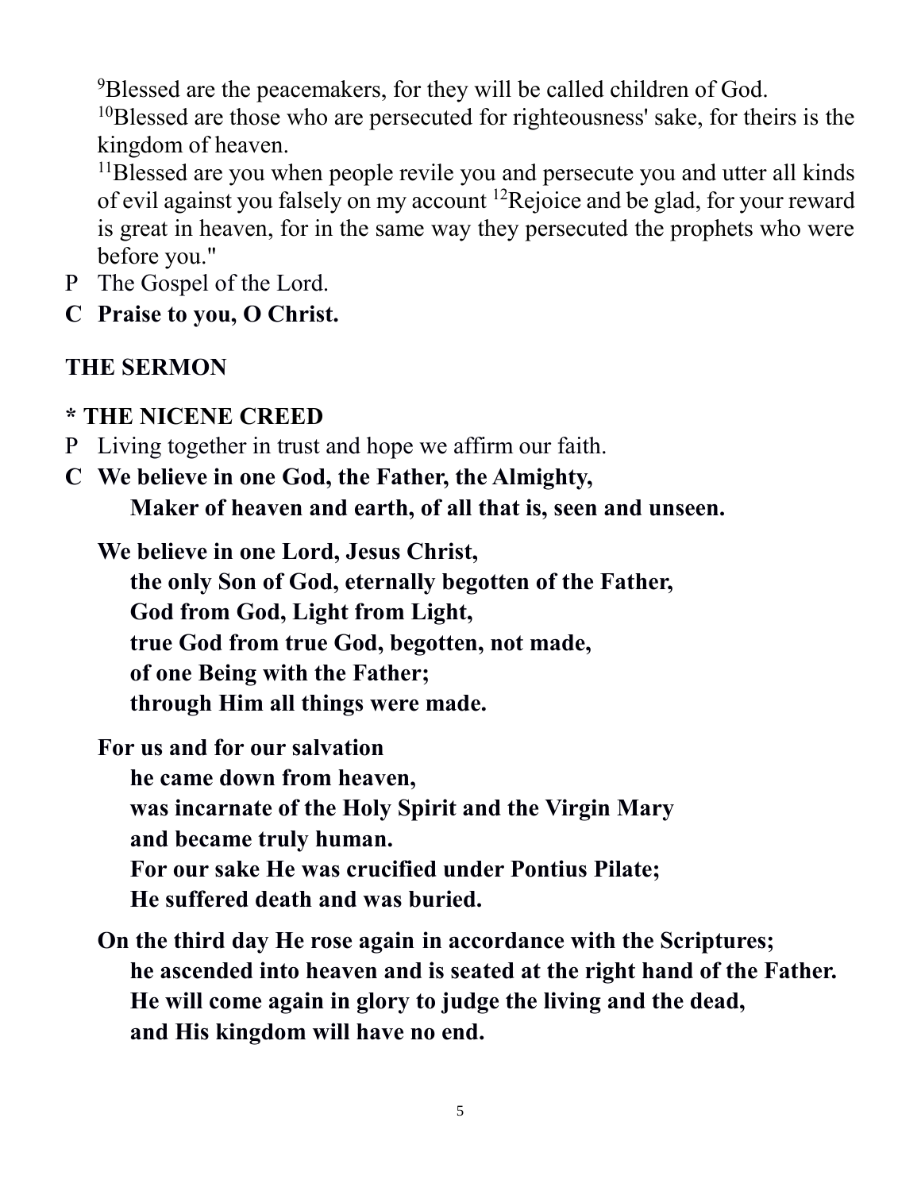[9]Blessed are the peacemakers, for they will be called children of God.
[10]Blessed are those who are persecuted for righteousness' sake, for theirs is the kingdom of heaven.
[11]Blessed are you when people revile you and persecute you and utter all kinds of evil against you falsely on my account [12]Rejoice and be glad, for your reward is great in heaven, for in the same way they persecuted the prophets who were before you."

P The Gospel of the Lord.

**C Praise to you, O Christ.**

**THE SERMON**

**\* THE NICENE CREED**

P Living together in trust and hope we affirm our faith.

**C We believe in one God, the Father, the Almighty,**
**Maker of heaven and earth, of all that is, seen and unseen.**

**We believe in one Lord, Jesus Christ,**
**the only Son of God, eternally begotten of the Father,**
**God from God, Light from Light,**
**true God from true God, begotten, not made,**
**of one Being with the Father;**
**through Him all things were made.**

**For us and for our salvation**
**he came down from heaven,**
**was incarnate of the Holy Spirit and the Virgin Mary**
**and became truly human.**
**For our sake He was crucified under Pontius Pilate;**
**He suffered death and was buried.**

**On the third day He rose again in accordance with the Scriptures;**
**he ascended into heaven and is seated at the right hand of the Father.**
**He will come again in glory to judge the living and the dead,**
**and His kingdom will have no end.**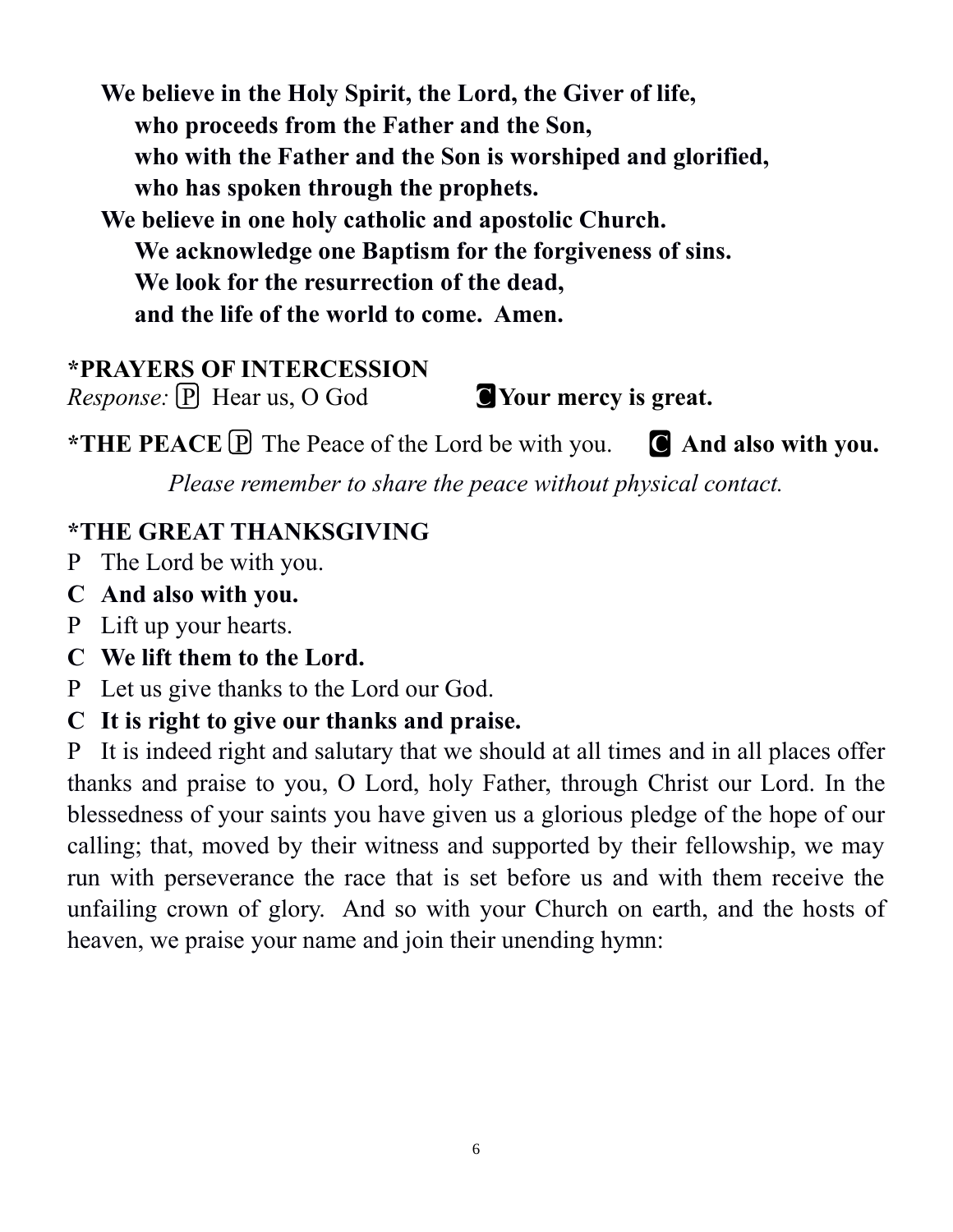**We believe in the Holy Spirit, the Lord, the Giver of life,**
**who proceeds from the Father and the Son,**
**who with the Father and the Son is worshiped and glorified,**
**who has spoken through the prophets.**
**We believe in one holy catholic and apostolic Church.**
**We acknowledge one Baptism for the forgiveness of sins.**
**We look for the resurrection of the dead,**
**and the life of the world to come. Amen.**

## *PRAYERS OF INTERCESSION

*Response:* P Hear us, O God **C Your mercy is great.**

**\*THE PEACE** P The Peace of the Lord be with you. **C And also with you.**

*Please remember to share the peace without physical contact.*

## *THE GREAT THANKSGIVING

P The Lord be with you.
**C And also with you.**
P Lift up your hearts.
**C We lift them to the Lord.**
P Let us give thanks to the Lord our God.
**C It is right to give our thanks and praise.**
P It is indeed right and salutary that we should at all times and in all places offer thanks and praise to you, O Lord, holy Father, through Christ our Lord. In the blessedness of your saints you have given us a glorious pledge of the hope of our calling; that, moved by their witness and supported by their fellowship, we may run with perseverance the race that is set before us and with them receive the unfailing crown of glory. And so with your Church on earth, and the hosts of heaven, we praise your name and join their unending hymn: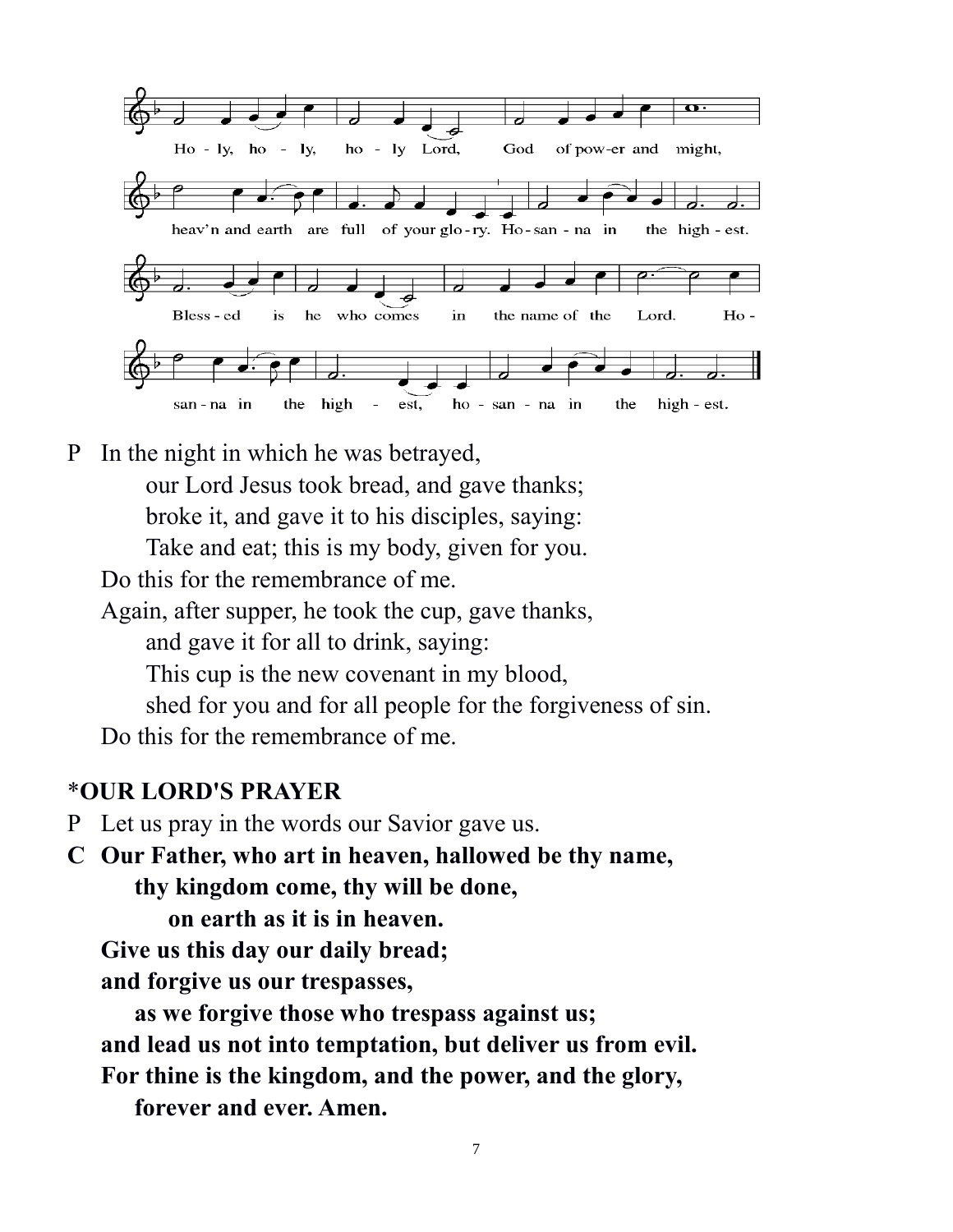Ho - ly, ho - ly, ho - ly Lord, God of pow-er and might,

heav'n and earth are full of your glo - ry. Ho - san - na in the high - est.

Bless - ed is he who comes in the name of the Lord. Ho -

san - na in the high - est, ho - san - na in the high - est.

P In the night in which he was betrayed,
 our Lord Jesus took bread, and gave thanks;
 broke it, and gave it to his disciples, saying:
 Take and eat; this is my body, given for you.
 Do this for the remembrance of me.
 Again, after supper, he took the cup, gave thanks,
 and gave it for all to drink, saying:
 This cup is the new covenant in my blood,
 shed for you and for all people for the forgiveness of sin.
 Do this for the remembrance of me.

**\*OUR LORD'S PRAYER**

P Let us pray in the words our Savior gave us.

**C Our Father, who art in heaven, hallowed be thy name,**
 **thy kingdom come, thy will be done,**
 **on earth as it is in heaven.**
 **Give us this day our daily bread;**
 **and forgive us our trespasses,**
 **as we forgive those who trespass against us;**
 **and lead us not into temptation, but deliver us from evil.**
 **For thine is the kingdom, and the power, and the glory,**
 **forever and ever. Amen.**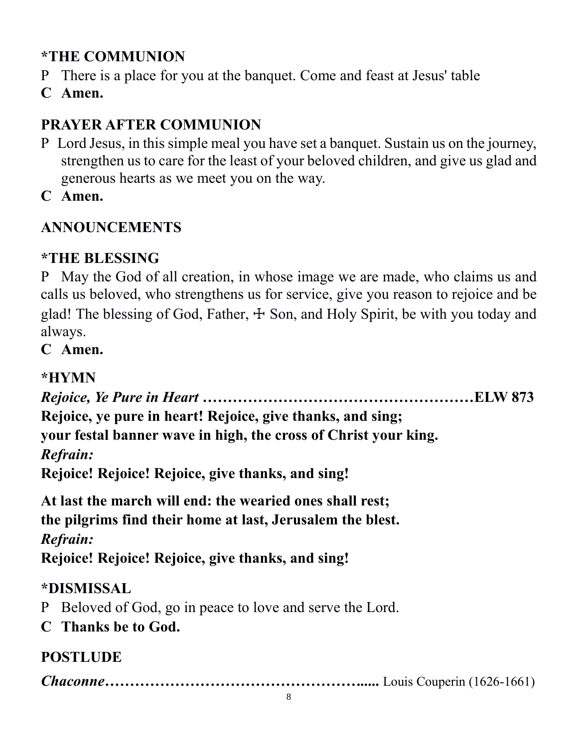## *THE COMMUNION

P There is a place for you at the banquet. Come and feast at Jesus' table

**C Amen.**

## PRAYER AFTER COMMUNION

P Lord Jesus, in this simple meal you have set a banquet. Sustain us on the journey, strengthen us to care for the least of your beloved children, and give us glad and generous hearts as we meet you on the way.

**C Amen.**

## ANNOUNCEMENTS

## *THE BLESSING

P May the God of all creation, in whose image we are made, who claims us and calls us beloved, who strengthens us for service, give you reason to rejoice and be glad! The blessing of God, Father, ☩ Son, and Holy Spirit, be with you today and always.

**C Amen.**

## *HYMN

***Rejoice, Ye Pure in Heart* ………………………………………………ELW 873**

**Rejoice, ye pure in heart! Rejoice, give thanks, and sing;**
**your festal banner wave in high, the cross of Christ your king.**
***Refrain:***
**Rejoice! Rejoice! Rejoice, give thanks, and sing!**

**At last the march will end: the wearied ones shall rest;**
**the pilgrims find their home at last, Jerusalem the blest.**
***Refrain:***
**Rejoice! Rejoice! Rejoice, give thanks, and sing!**

## *DISMISSAL

P Beloved of God, go in peace to love and serve the Lord.

**C Thanks be to God.**

## POSTLUDE

***Chaconne*……………………………………………......** Louis Couperin (1626-1661)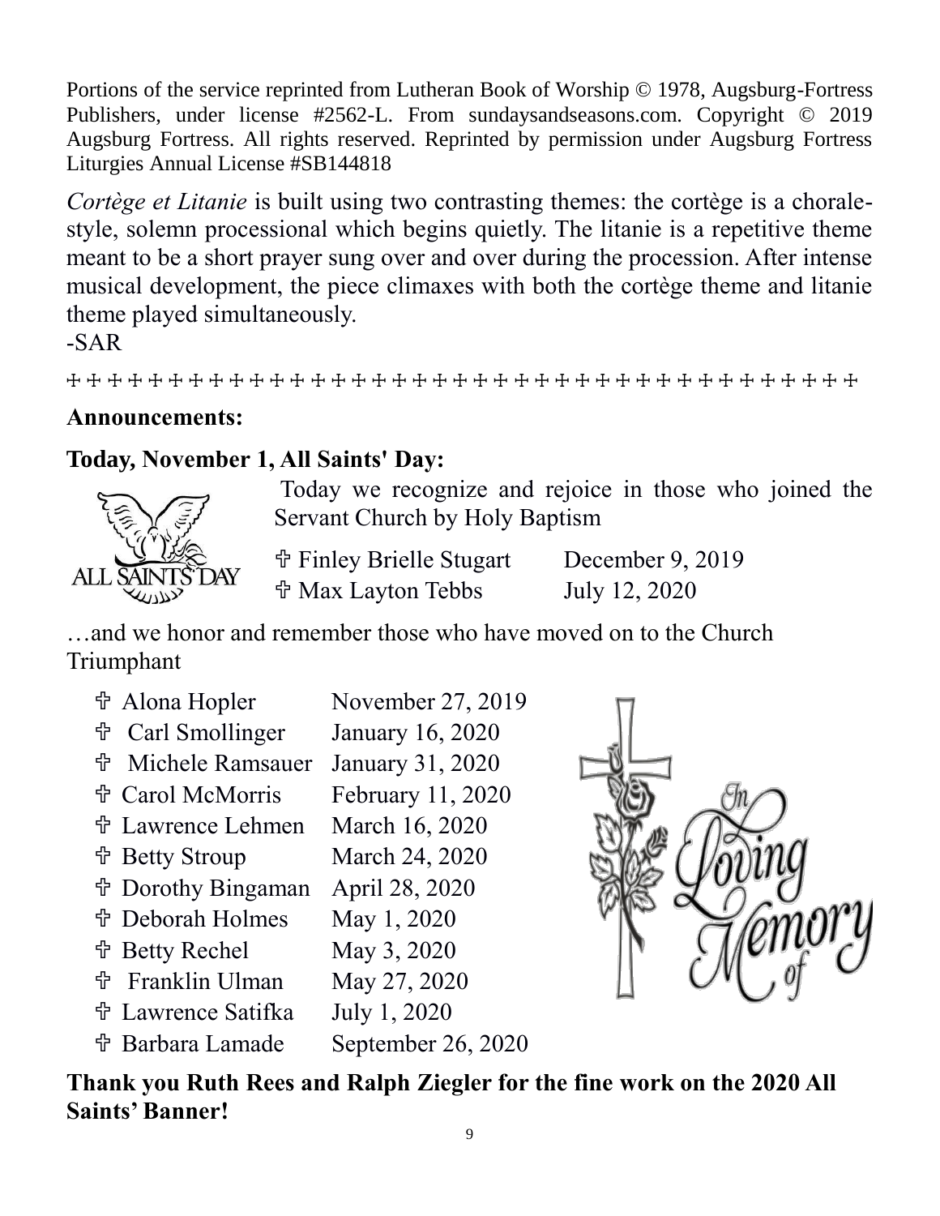Portions of the service reprinted from Lutheran Book of Worship © 1978, Augsburg-Fortress Publishers, under license #2562-L. From sundaysandseasons.com. Copyright © 2019 Augsburg Fortress. All rights reserved. Reprinted by permission under Augsburg Fortress Liturgies Annual License #SB144818

*Cortège et Litanie* is built using two contrasting themes: the cortège is a chorale-style, solemn processional which begins quietly. The litanie is a repetitive theme meant to be a short prayer sung over and over during the procession. After intense musical development, the piece climaxes with both the cortège theme and litanie theme played simultaneously.
-SAR

✢ ✢ ✢ ✢ ✢ ✢ ✢ ✢ ✢ ✢ ✢ ✢ ✢ ✢ ✢ ✢ ✢ ✢ ✢ ✢ ✢ ✢ ✢ ✢ ✢ ✢ ✢ ✢ ✢ ✢ ✢ ✢ ✢ ✢ ✢ ✢ ✢ ✢ ✢ ✢ ✢ ✢ ✢ ✢ ✢

**Announcements:**

**Today, November 1, All Saints' Day:**

Today we recognize and rejoice in those who joined the Servant Church by Holy Baptism

| | |
|---|---|
| ✟ Finley Brielle Stugart | December 9, 2019 |
| ✟ Max Layton Tebbs | July 12, 2020 |

…and we honor and remember those who have moved on to the Church Triumphant

| | |
|---|---|
| ✟ Alona Hopler | November 27, 2019 |
| ✟ Carl Smollinger | January 16, 2020 |
| ✟ Michele Ramsauer | January 31, 2020 |
| ✟ Carol McMorris | February 11, 2020 |
| ✟ Lawrence Lehmen | March 16, 2020 |
| ✟ Betty Stroup | March 24, 2020 |
| ✟ Dorothy Bingaman | April 28, 2020 |
| ✟ Deborah Holmes | May 1, 2020 |
| ✟ Betty Rechel | May 3, 2020 |
| ✟ Franklin Ulman | May 27, 2020 |
| ✟ Lawrence Satifka | July 1, 2020 |
| ✟ Barbara Lamade | September 26, 2020 |

**Thank you Ruth Rees and Ralph Ziegler for the fine work on the 2020 All Saints' Banner!**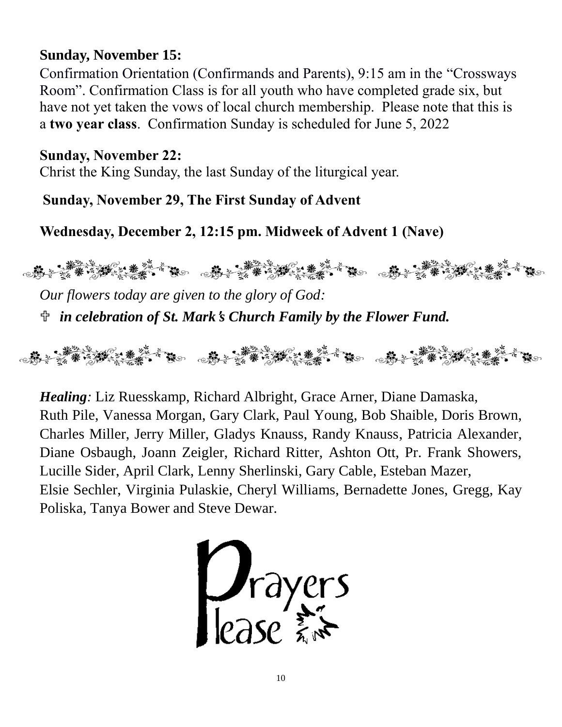**Sunday, November 15:**

Confirmation Orientation (Confirmands and Parents), 9:15 am in the "Crossways Room". Confirmation Class is for all youth who have completed grade six, but have not yet taken the vows of local church membership. Please note that this is a **two year class**. Confirmation Sunday is scheduled for June 5, 2022

**Sunday, November 22:**

Christ the King Sunday, the last Sunday of the liturgical year.

**Sunday, November 29, The First Sunday of Advent**

**Wednesday, December 2, 12:15 pm. Midweek of Advent 1 (Nave)**

*Our flowers today are given to the glory of God:*

✞ ***in celebration of St. Mark's Church Family by the Flower Fund.***

***Healing**:* Liz Ruesskamp, Richard Albright, Grace Arner, Diane Damaska, Ruth Pile, Vanessa Morgan, Gary Clark, Paul Young, Bob Shaible, Doris Brown, Charles Miller, Jerry Miller, Gladys Knauss, Randy Knauss, Patricia Alexander, Diane Osbaugh, Joann Zeigler, Richard Ritter, Ashton Ott, Pr. Frank Showers, Lucille Sider, April Clark, Lenny Sherlinski, Gary Cable, Esteban Mazer, Elsie Sechler, Virginia Pulaskie, Cheryl Williams, Bernadette Jones, Gregg, Kay Poliska, Tanya Bower and Steve Dewar.

Prayers Please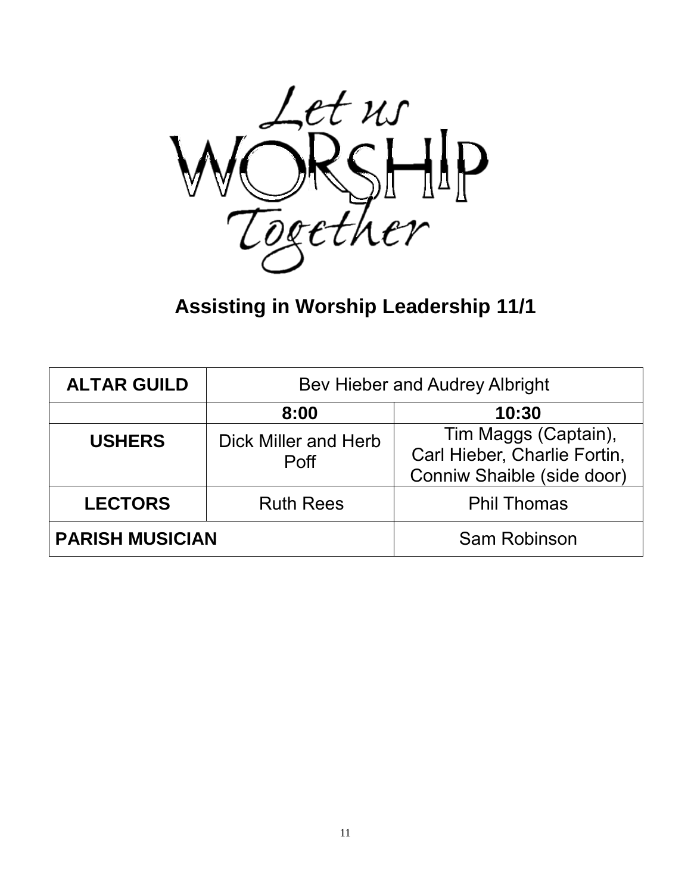Let us WORSHIP Together

## Assisting in Worship Leadership 11/1

| | | |
|---|---|---|
| **ALTAR GUILD** | Bev Hieber and Audrey Albright | |
| | **8:00** | **10:30** |
| **USHERS** | Dick Miller and Herb Poff | Tim Maggs (Captain), Carl Hieber, Charlie Fortin, Conniw Shaible (side door) |
| **LECTORS** | Ruth Rees | Phil Thomas |
| **PARISH MUSICIAN** | | Sam Robinson |